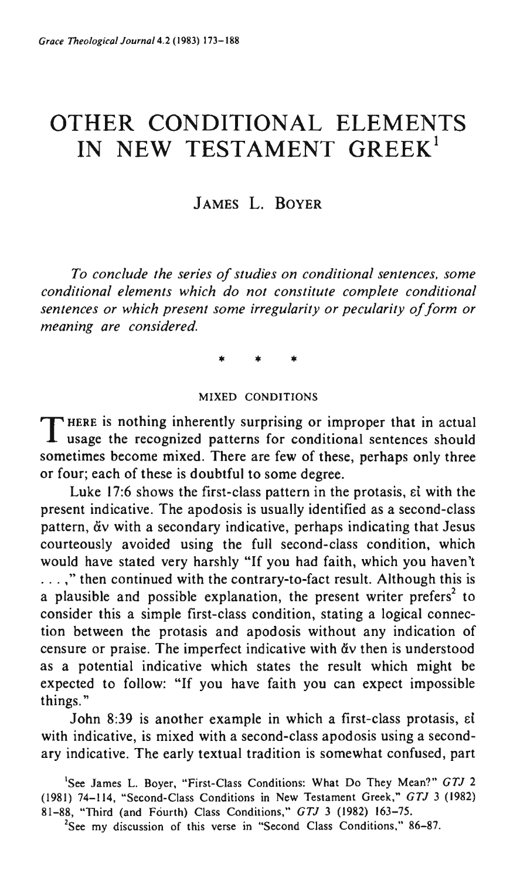# OTHER CONDITIONAL ELEMENTS IN NEW TESTAMENT GREEK[1]

## JAMES L. BOYER

*To conclude the series of studies on conditional sentences, some conditional elements which do not constitute complete conditional sentences or which present some irregularity or pecularity of form or meaning are considered.*

\* \* \*

### MIXED CONDITIONS

THERE is nothing inherently surprising or improper that in actual usage the recognized patterns for conditional sentences should sometimes become mixed. There are few of these, perhaps only three or four; each of these is doubtful to some degree.

Luke 17:6 shows the first-class pattern in the protasis, εἰ with the present indicative. The apodosis is usually identified as a second-class pattern, ἄν with a secondary indicative, perhaps indicating that Jesus courteously avoided using the full second-class condition, which would have stated very harshly "If you had faith, which you haven't . . . ," then continued with the contrary-to-fact result. Although this is a plausible and possible explanation, the present writer prefers[2] to consider this a simple first-class condition, stating a logical connection between the protasis and apodosis without any indication of censure or praise. The imperfect indicative with ἄν then is understood as a potential indicative which states the result which might be expected to follow: "If you have faith you can expect impossible things."

John 8:39 is another example in which a first-class protasis, εἰ with indicative, is mixed with a second-class apodosis using a secondary indicative. The early textual tradition is somewhat confused, part

[1]See James L. Boyer, "First-Class Conditions: What Do They Mean?" *GTJ* 2 (1981) 74–114, "Second-Class Conditions in New Testament Greek," *GTJ* 3 (1982) 81–88, "Third (and Fourth) Class Conditions," *GTJ* 3 (1982) 163–75.

[2]See my discussion of this verse in "Second Class Conditions," 86–87.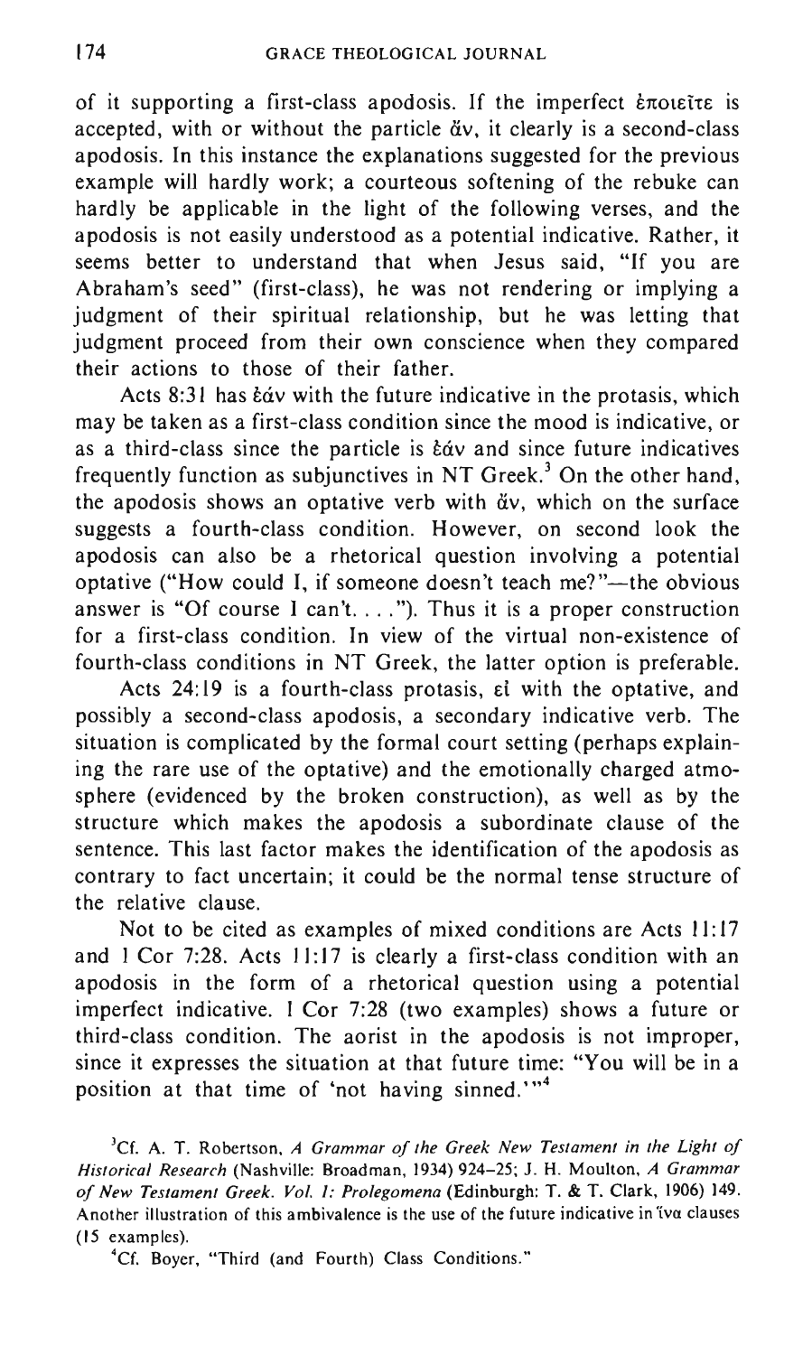of it supporting a first-class apodosis. If the imperfect ἐποιεῖτε is accepted, with or without the particle ἄν, it clearly is a second-class apodosis. In this instance the explanations suggested for the previous example will hardly work; a courteous softening of the rebuke can hardly be applicable in the light of the following verses, and the apodosis is not easily understood as a potential indicative. Rather, it seems better to understand that when Jesus said, "If you are Abraham's seed" (first-class), he was not rendering or implying a judgment of their spiritual relationship, but he was letting that judgment proceed from their own conscience when they compared their actions to those of their father.

Acts 8:31 has ἐάν with the future indicative in the protasis, which may be taken as a first-class condition since the mood is indicative, or as a third-class since the particle is ἐάν and since future indicatives frequently function as subjunctives in NT Greek.[3] On the other hand, the apodosis shows an optative verb with ἄν, which on the surface suggests a fourth-class condition. However, on second look the apodosis can also be a rhetorical question involving a potential optative ("How could I, if someone doesn't teach me?"—the obvious answer is "Of course I can't. . . ."). Thus it is a proper construction for a first-class condition. In view of the virtual non-existence of fourth-class conditions in NT Greek, the latter option is preferable.

Acts 24:19 is a fourth-class protasis, εἰ with the optative, and possibly a second-class apodosis, a secondary indicative verb. The situation is complicated by the formal court setting (perhaps explaining the rare use of the optative) and the emotionally charged atmosphere (evidenced by the broken construction), as well as by the structure which makes the apodosis a subordinate clause of the sentence. This last factor makes the identification of the apodosis as contrary to fact uncertain; it could be the normal tense structure of the relative clause.

Not to be cited as examples of mixed conditions are Acts 11:17 and 1 Cor 7:28. Acts 11:17 is clearly a first-class condition with an apodosis in the form of a rhetorical question using a potential imperfect indicative. 1 Cor 7:28 (two examples) shows a future or third-class condition. The aorist in the apodosis is not improper, since it expresses the situation at that future time: "You will be in a position at that time of 'not having sinned.'"[4]

[3]Cf. A. T. Robertson, *A Grammar of the Greek New Testament in the Light of Historical Research* (Nashville: Broadman, 1934) 924–25; J. H. Moulton, *A Grammar of New Testament Greek. Vol. 1: Prolegomena* (Edinburgh: T. & T. Clark, 1906) 149. Another illustration of this ambivalence is the use of the future indicative in ἵνα clauses (15 examples).

[4]Cf. Boyer, "Third (and Fourth) Class Conditions."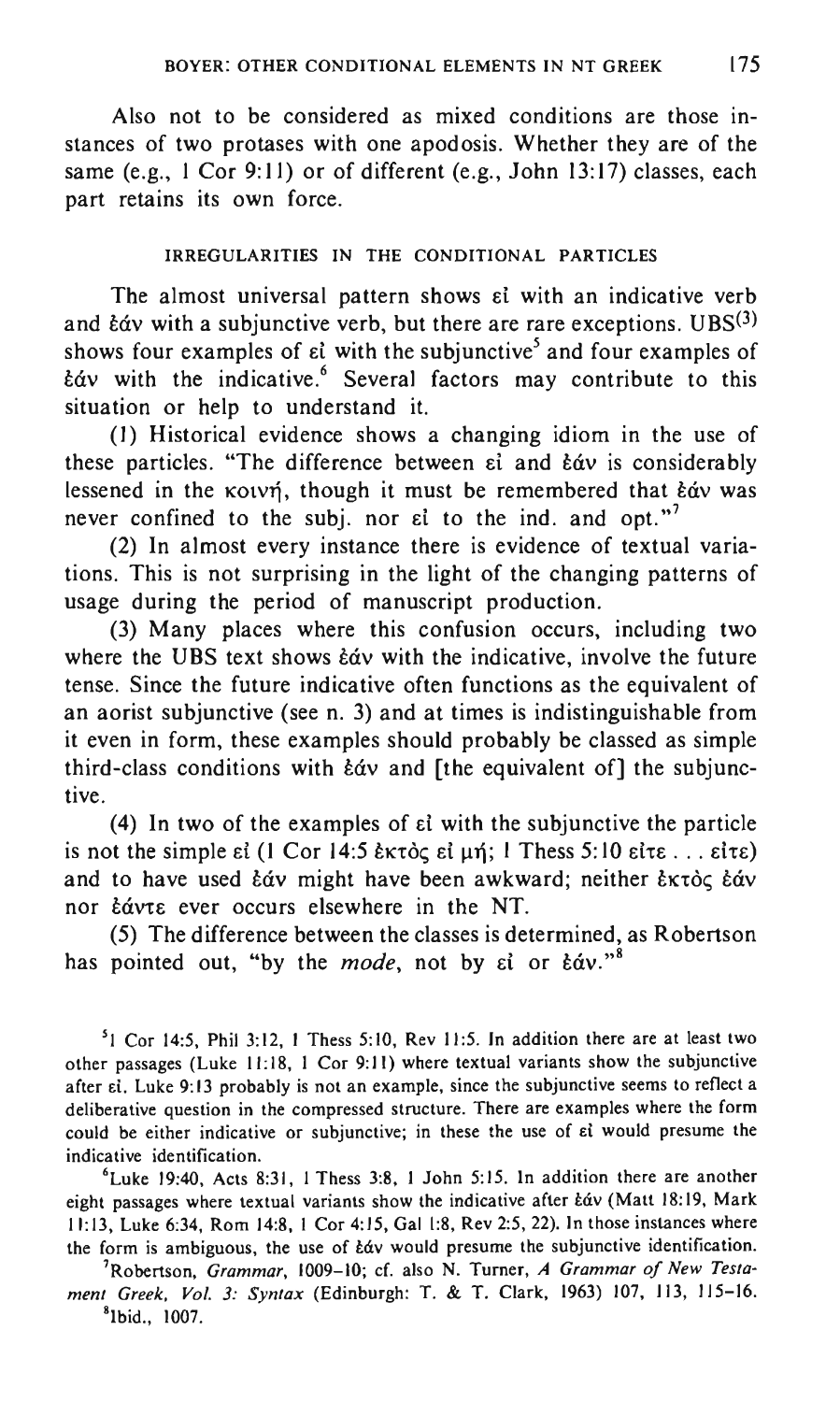Also not to be considered as mixed conditions are those instances of two protases with one apodosis. Whether they are of the same (e.g., 1 Cor 9:11) or of different (e.g., John 13:17) classes, each part retains its own force.

### IRREGULARITIES IN THE CONDITIONAL PARTICLES

The almost universal pattern shows εἰ with an indicative verb and ἐάν with a subjunctive verb, but there are rare exceptions. UBS(3) shows four examples of εἰ with the subjunctive[5] and four examples of ἐάν with the indicative.[6] Several factors may contribute to this situation or help to understand it.

(1) Historical evidence shows a changing idiom in the use of these particles. "The difference between εἰ and ἐάν is considerably lessened in the κοινή, though it must be remembered that ἐάν was never confined to the subj. nor εἰ to the ind. and opt."[7]

(2) In almost every instance there is evidence of textual variations. This is not surprising in the light of the changing patterns of usage during the period of manuscript production.

(3) Many places where this confusion occurs, including two where the UBS text shows ἐάν with the indicative, involve the future tense. Since the future indicative often functions as the equivalent of an aorist subjunctive (see n. 3) and at times is indistinguishable from it even in form, these examples should probably be classed as simple third-class conditions with ἐάν and [the equivalent of] the subjunctive.

(4) In two of the examples of εἰ with the subjunctive the particle is not the simple εἰ (1 Cor 14:5 ἐκτὸς εἰ μή; 1 Thess 5:10 εἴτε . . . εἴτε) and to have used ἐάν might have been awkward; neither ἐκτὸς ἐάν nor ἐάντε ever occurs elsewhere in the NT.

(5) The difference between the classes is determined, as Robertson has pointed out, "by the *mode*, not by εἰ or ἐάν."[8]

---

[5] 1 Cor 14:5, Phil 3:12, 1 Thess 5:10, Rev 11:5. In addition there are at least two other passages (Luke 11:18, 1 Cor 9:11) where textual variants show the subjunctive after εἰ. Luke 9:13 probably is not an example, since the subjunctive seems to reflect a deliberative question in the compressed structure. There are examples where the form could be either indicative or subjunctive; in these the use of εἰ would presume the indicative identification.

[6] Luke 19:40, Acts 8:31, 1 Thess 3:8, 1 John 5:15. In addition there are another eight passages where textual variants show the indicative after ἐάν (Matt 18:19, Mark 11:13, Luke 6:34, Rom 14:8, 1 Cor 4:15, Gal 1:8, Rev 2:5, 22). In those instances where the form is ambiguous, the use of ἐάν would presume the subjunctive identification.

[7] Robertson, *Grammar*, 1009–10; cf. also N. Turner, *A Grammar of New Testament Greek, Vol. 3: Syntax* (Edinburgh: T. & T. Clark, 1963) 107, 113, 115–16.

[8] Ibid., 1007.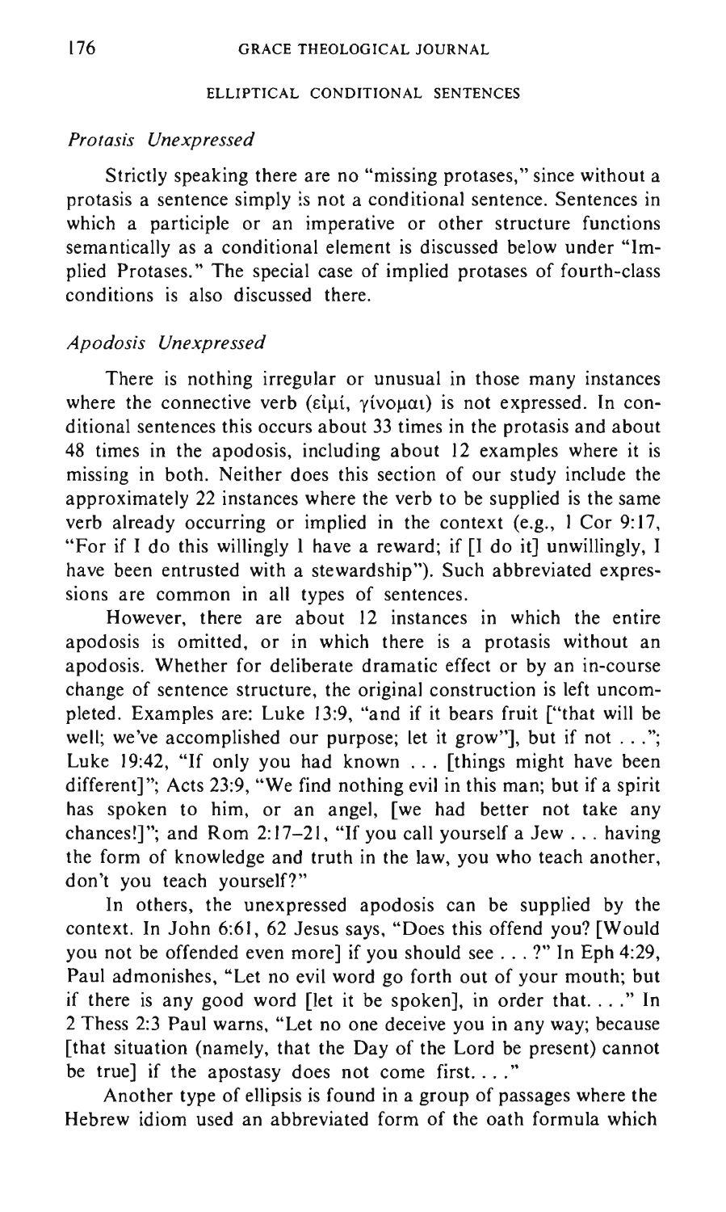## ELLIPTICAL CONDITIONAL SENTENCES

### *Protasis Unexpressed*

Strictly speaking there are no "missing protases," since without a protasis a sentence simply is not a conditional sentence. Sentences in which a participle or an imperative or other structure functions semantically as a conditional element is discussed below under "Implied Protases." The special case of implied protases of fourth-class conditions is also discussed there.

### *Apodosis Unexpressed*

There is nothing irregular or unusual in those many instances where the connective verb (εἰμί, γίνομαι) is not expressed. In conditional sentences this occurs about 33 times in the protasis and about 48 times in the apodosis, including about 12 examples where it is missing in both. Neither does this section of our study include the approximately 22 instances where the verb to be supplied is the same verb already occurring or implied in the context (e.g., 1 Cor 9:17, "For if I do this willingly I have a reward; if [I do it] unwillingly, I have been entrusted with a stewardship"). Such abbreviated expressions are common in all types of sentences.

However, there are about 12 instances in which the entire apodosis is omitted, or in which there is a protasis without an apodosis. Whether for deliberate dramatic effect or by an in-course change of sentence structure, the original construction is left uncompleted. Examples are: Luke 13:9, "and if it bears fruit ["that will be well; we've accomplished our purpose; let it grow"], but if not . . ."; Luke 19:42, "If only you had known . . . [things might have been different]"; Acts 23:9, "We find nothing evil in this man; but if a spirit has spoken to him, or an angel, [we had better not take any chances!]"; and Rom 2:17–21, "If you call yourself a Jew . . . having the form of knowledge and truth in the law, you who teach another, don't you teach yourself?"

In others, the unexpressed apodosis can be supplied by the context. In John 6:61, 62 Jesus says, "Does this offend you? [Would you not be offended even more] if you should see . . . ?" In Eph 4:29, Paul admonishes, "Let no evil word go forth out of your mouth; but if there is any good word [let it be spoken], in order that. . . ." In 2 Thess 2:3 Paul warns, "Let no one deceive you in any way; because [that situation (namely, that the Day of the Lord be present) cannot be true] if the apostasy does not come first. . . ."

Another type of ellipsis is found in a group of passages where the Hebrew idiom used an abbreviated form of the oath formula which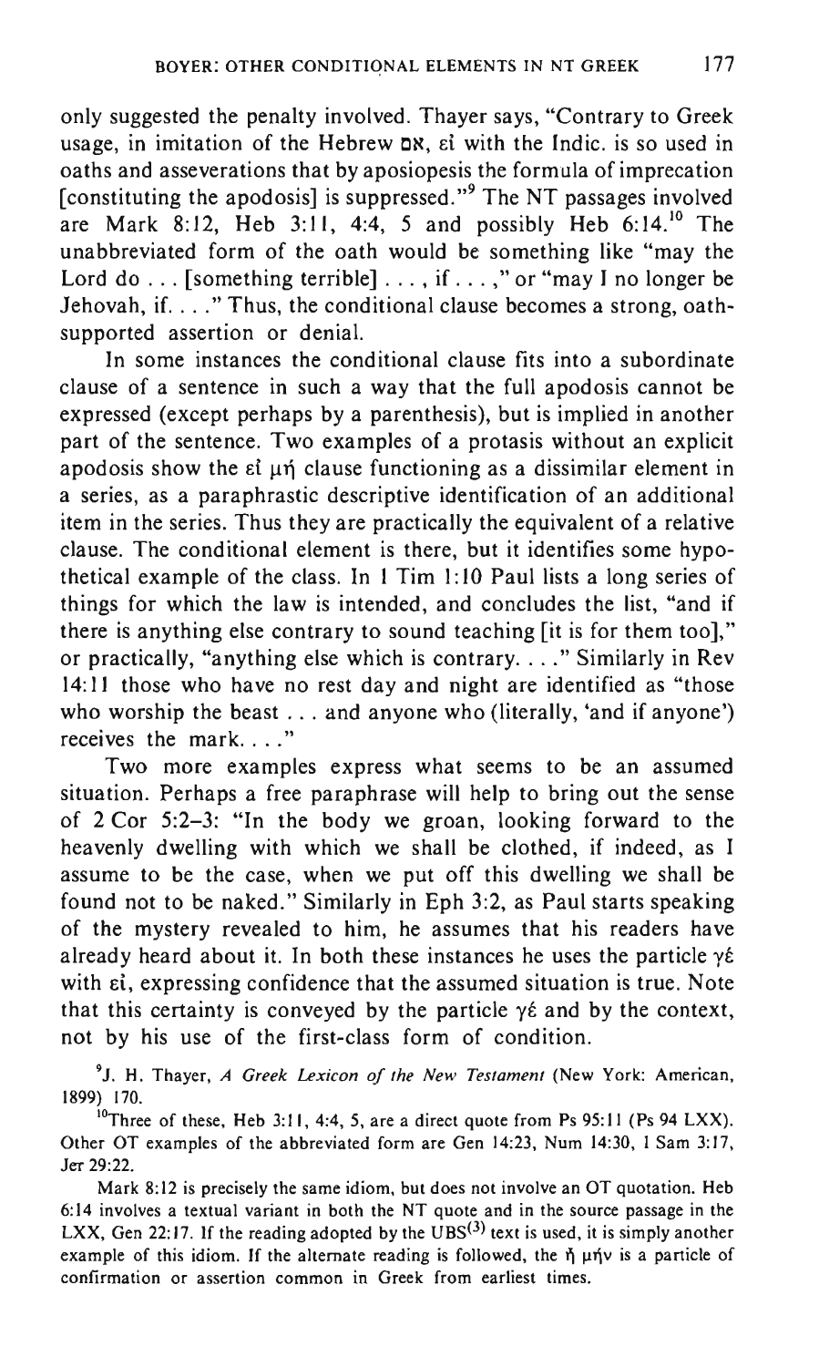only suggested the penalty involved. Thayer says, "Contrary to Greek usage, in imitation of the Hebrew אִם, εἰ with the Indic. is so used in oaths and asseverations that by aposiopesis the formula of imprecation [constituting the apodosis] is suppressed."[9] The NT passages involved are Mark 8:12, Heb 3:11, 4:4, 5 and possibly Heb 6:14.[10] The unabbreviated form of the oath would be something like "may the Lord do . . . [something terrible] . . . , if . . . ," or "may I no longer be Jehovah, if. . . ." Thus, the conditional clause becomes a strong, oath-supported assertion or denial.

In some instances the conditional clause fits into a subordinate clause of a sentence in such a way that the full apodosis cannot be expressed (except perhaps by a parenthesis), but is implied in another part of the sentence. Two examples of a protasis without an explicit apodosis show the εἰ μή clause functioning as a dissimilar element in a series, as a paraphrastic descriptive identification of an additional item in the series. Thus they are practically the equivalent of a relative clause. The conditional element is there, but it identifies some hypothetical example of the class. In 1 Tim 1:10 Paul lists a long series of things for which the law is intended, and concludes the list, "and if there is anything else contrary to sound teaching [it is for them too]," or practically, "anything else which is contrary. . . ." Similarly in Rev 14:11 those who have no rest day and night are identified as "those who worship the beast . . . and anyone who (literally, 'and if anyone') receives the mark. . . ."

Two more examples express what seems to be an assumed situation. Perhaps a free paraphrase will help to bring out the sense of 2 Cor 5:2–3: "In the body we groan, looking forward to the heavenly dwelling with which we shall be clothed, if indeed, as I assume to be the case, when we put off this dwelling we shall be found not to be naked." Similarly in Eph 3:2, as Paul starts speaking of the mystery revealed to him, he assumes that his readers have already heard about it. In both these instances he uses the particle γέ with εἰ, expressing confidence that the assumed situation is true. Note that this certainty is conveyed by the particle γέ and by the context, not by his use of the first-class form of condition.

[9] J. H. Thayer, *A Greek Lexicon of the New Testament* (New York: American, 1899) 170.

[10] Three of these, Heb 3:11, 4:4, 5, are a direct quote from Ps 95:11 (Ps 94 LXX). Other OT examples of the abbreviated form are Gen 14:23, Num 14:30, 1 Sam 3:17, Jer 29:22.

Mark 8:12 is precisely the same idiom, but does not involve an OT quotation. Heb 6:14 involves a textual variant in both the NT quote and in the source passage in the LXX, Gen 22:17. If the reading adopted by the UBS[(3)] text is used, it is simply another example of this idiom. If the alternate reading is followed, the ἦ μήν is a particle of confirmation or assertion common in Greek from earliest times.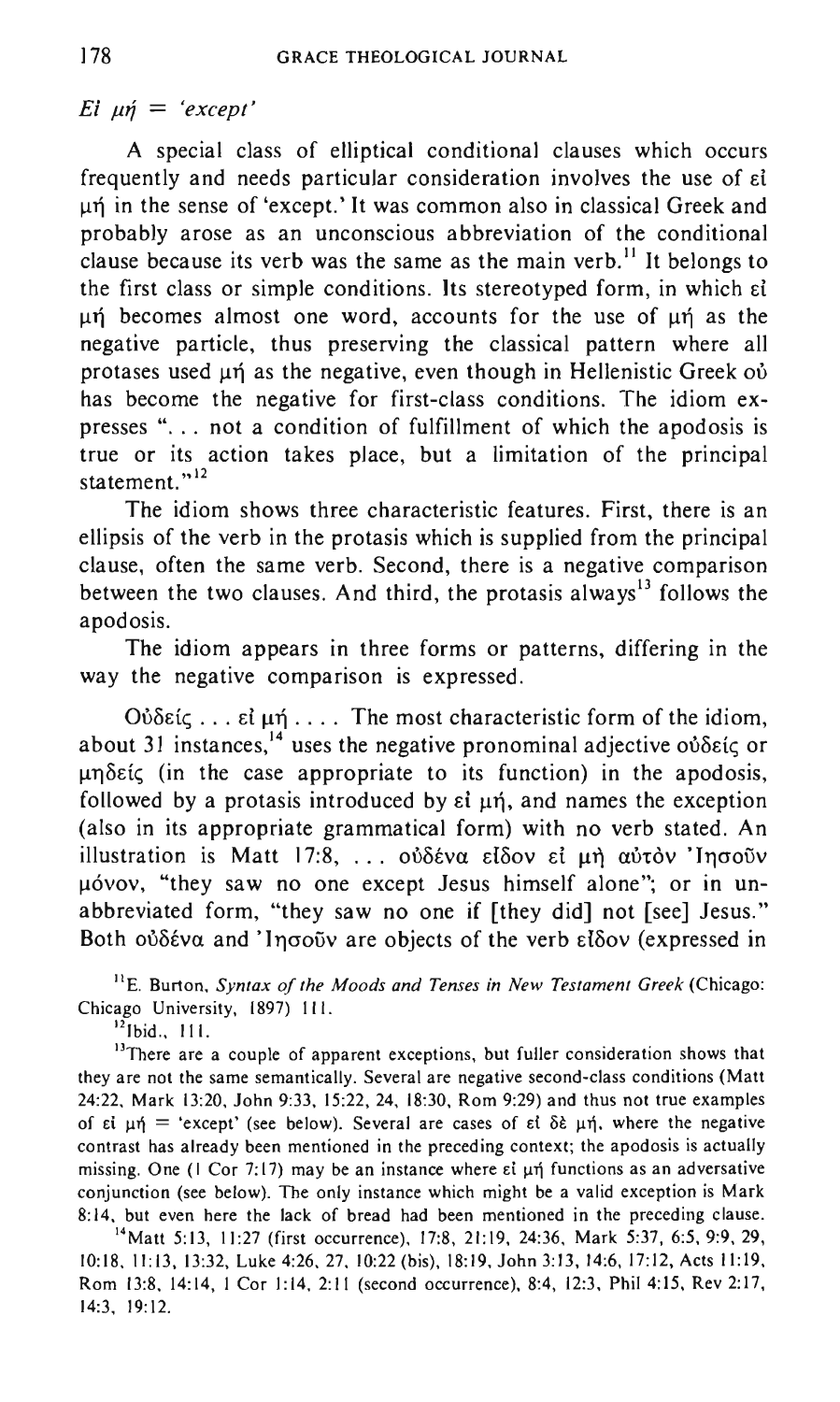### *Eἰ μή = 'except'*

A special class of elliptical conditional clauses which occurs frequently and needs particular consideration involves the use of εἰ μή in the sense of 'except.' It was common also in classical Greek and probably arose as an unconscious abbreviation of the conditional clause because its verb was the same as the main verb.[11] It belongs to the first class or simple conditions. Its stereotyped form, in which εἰ μή becomes almost one word, accounts for the use of μή as the negative particle, thus preserving the classical pattern where all protases used μή as the negative, even though in Hellenistic Greek οὐ has become the negative for first-class conditions. The idiom expresses ". . . not a condition of fulfillment of which the apodosis is true or its action takes place, but a limitation of the principal statement."[12]

The idiom shows three characteristic features. First, there is an ellipsis of the verb in the protasis which is supplied from the principal clause, often the same verb. Second, there is a negative comparison between the two clauses. And third, the protasis always[13] follows the apodosis.

The idiom appears in three forms or patterns, differing in the way the negative comparison is expressed.

Οὐδείς . . . εἰ μή . . . . The most characteristic form of the idiom, about 31 instances,[14] uses the negative pronominal adjective οὐδείς or μηδείς (in the case appropriate to its function) in the apodosis, followed by a protasis introduced by εἰ μή, and names the exception (also in its appropriate grammatical form) with no verb stated. An illustration is Matt 17:8, . . . οὐδένα εἶδον εἰ μὴ αὐτὸν Ἰησοῦν μόνον, "they saw no one except Jesus himself alone"; or in unabbreviated form, "they saw no one if [they did] not [see] Jesus." Both οὐδένα and Ἰησοῦν are objects of the verb εἶδον (expressed in

---

[11] E. Burton, *Syntax of the Moods and Tenses in New Testament Greek* (Chicago: Chicago University, 1897) 111.

[12] Ibid., 111.

[13] There are a couple of apparent exceptions, but fuller consideration shows that they are not the same semantically. Several are negative second-class conditions (Matt 24:22, Mark 13:20, John 9:33, 15:22, 24, 18:30, Rom 9:29) and thus not true examples of εἰ μή = 'except' (see below). Several are cases of εἰ δὲ μή, where the negative contrast has already been mentioned in the preceding context; the apodosis is actually missing. One (1 Cor 7:17) may be an instance where εἰ μή functions as an adversative conjunction (see below). The only instance which might be a valid exception is Mark 8:14, but even here the lack of bread had been mentioned in the preceding clause.

[14] Matt 5:13, 11:27 (first occurrence), 17:8, 21:19, 24:36, Mark 5:37, 6:5, 9:9, 29, 10:18, 11:13, 13:32, Luke 4:26, 27, 10:22 (bis), 18:19, John 3:13, 14:6, 17:12, Acts 11:19, Rom 13:8, 14:14, 1 Cor 1:14, 2:11 (second occurrence), 8:4, 12:3, Phil 4:15, Rev 2:17, 14:3, 19:12.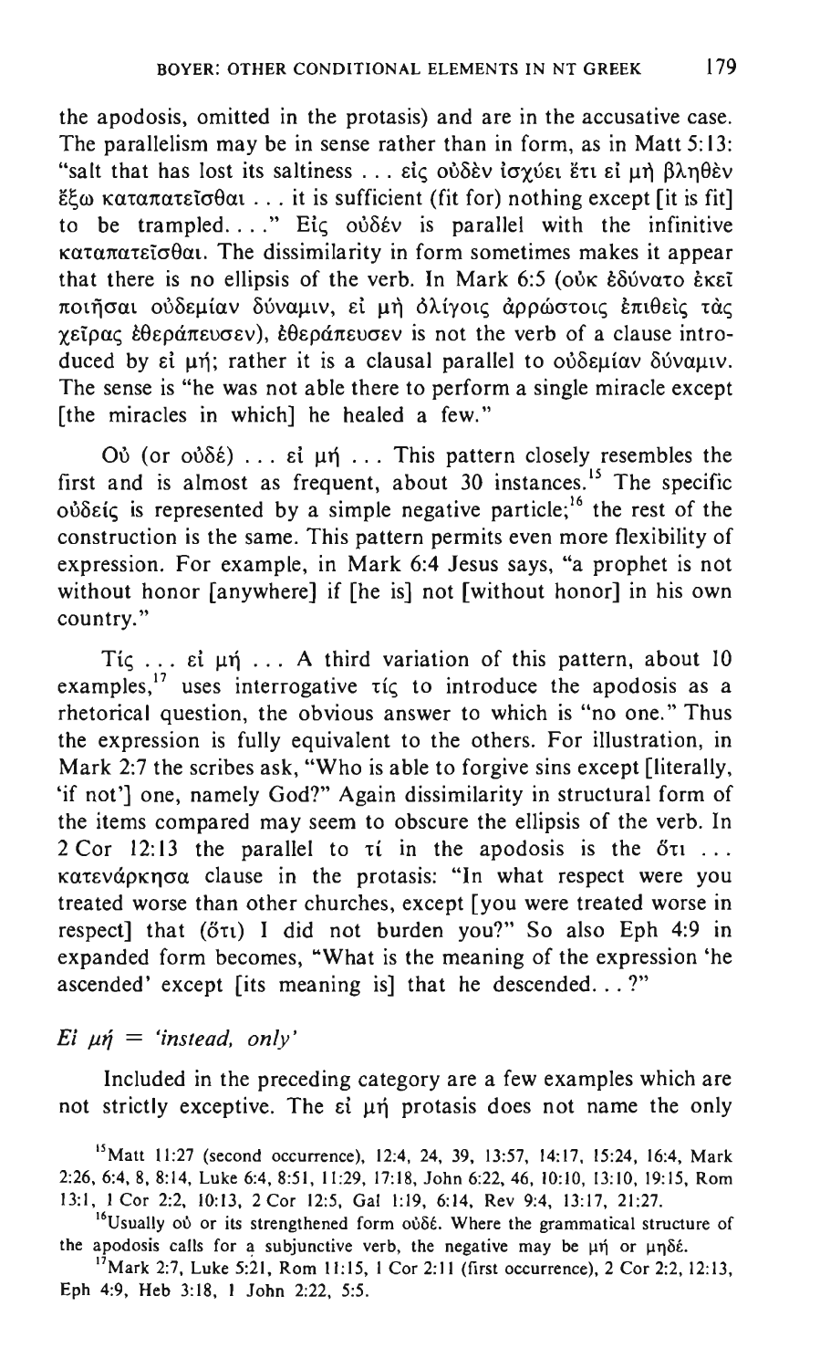the apodosis, omitted in the protasis) and are in the accusative case. The parallelism may be in sense rather than in form, as in Matt 5:13: "salt that has lost its saltiness . . . εἰς οὐδὲν ἰσχύει ἔτι εἰ μὴ βληθὲν ἔξω καταπατεῖσθαι . . . it is sufficient (fit for) nothing except [it is fit] to be trampled. . . ." Εἰς οὐδέν is parallel with the infinitive καταπατεῖσθαι. The dissimilarity in form sometimes makes it appear that there is no ellipsis of the verb. In Mark 6:5 (οὐκ ἐδύνατο ἐκεῖ ποιῆσαι οὐδεμίαν δύναμιν, εἰ μὴ ὀλίγοις ἀρρώστοις ἐπιθεὶς τὰς χεῖρας ἐθεράπευσεν), ἐθεράπευσεν is not the verb of a clause introduced by εἰ μή; rather it is a clausal parallel to οὐδεμίαν δύναμιν. The sense is "he was not able there to perform a single miracle except [the miracles in which] he healed a few."

Οὐ (or οὐδέ) . . . εἰ μή . . . This pattern closely resembles the first and is almost as frequent, about 30 instances.[15] The specific οὐδείς is represented by a simple negative particle;[16] the rest of the construction is the same. This pattern permits even more flexibility of expression. For example, in Mark 6:4 Jesus says, "a prophet is not without honor [anywhere] if [he is] not [without honor] in his own country."

Τίς . . . εἰ μή . . . A third variation of this pattern, about 10 examples,[17] uses interrogative τίς to introduce the apodosis as a rhetorical question, the obvious answer to which is "no one." Thus the expression is fully equivalent to the others. For illustration, in Mark 2:7 the scribes ask, "Who is able to forgive sins except [literally, 'if not'] one, namely God?" Again dissimilarity in structural form of the items compared may seem to obscure the ellipsis of the verb. In 2 Cor 12:13 the parallel to τί in the apodosis is the ὅτι . . . κατενάρκησα clause in the protasis: "In what respect were you treated worse than other churches, except [you were treated worse in respect] that (ὅτι) I did not burden you?" So also Eph 4:9 in expanded form becomes, "What is the meaning of the expression 'he ascended' except [its meaning is] that he descended. . . ?"

### *Ei μή = 'instead, only'*

Included in the preceding category are a few examples which are not strictly exceptive. The εἰ μή protasis does not name the only

[15] Matt 11:27 (second occurrence), 12:4, 24, 39, 13:57, 14:17, 15:24, 16:4, Mark 2:26, 6:4, 8, 8:14, Luke 6:4, 8:51, 11:29, 17:18, John 6:22, 46, 10:10, 13:10, 19:15, Rom 13:1, 1 Cor 2:2, 10:13, 2 Cor 12:5, Gal 1:19, 6:14, Rev 9:4, 13:17, 21:27.

[16] Usually οὐ or its strengthened form οὐδέ. Where the grammatical structure of the apodosis calls for a subjunctive verb, the negative may be μή or μηδέ.

[17] Mark 2:7, Luke 5:21, Rom 11:15, 1 Cor 2:11 (first occurrence), 2 Cor 2:2, 12:13, Eph 4:9, Heb 3:18, 1 John 2:22, 5:5.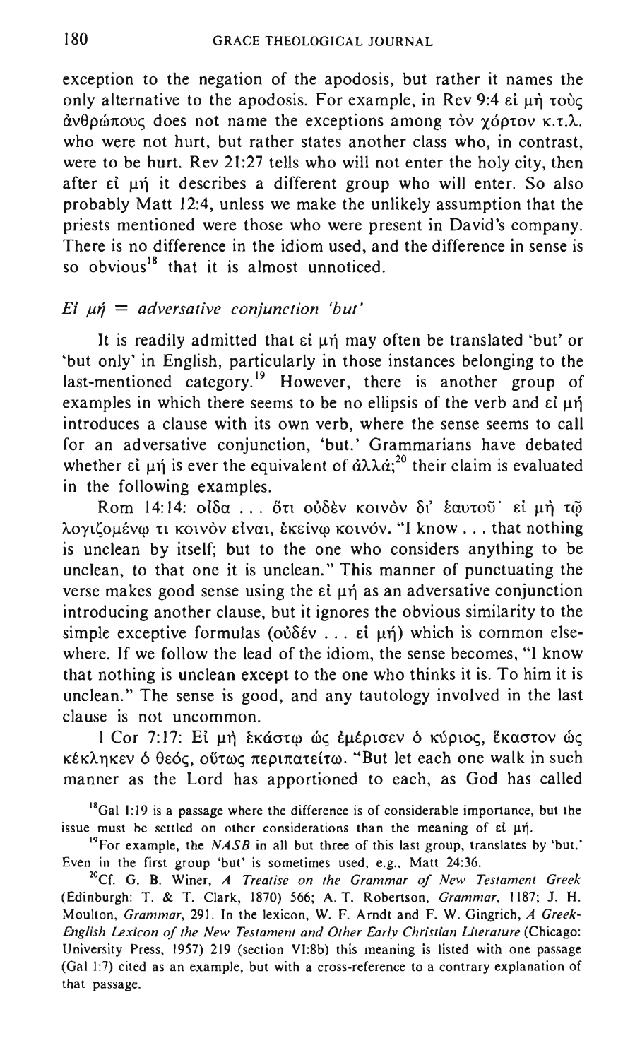exception to the negation of the apodosis, but rather it names the only alternative to the apodosis. For example, in Rev 9:4 εἰ μὴ τοὺς ἀνθρώπους does not name the exceptions among τὸν χόρτον κ.τ.λ. who were not hurt, but rather states another class who, in contrast, were to be hurt. Rev 21:27 tells who will not enter the holy city, then after εἰ μή it describes a different group who will enter. So also probably Matt 12:4, unless we make the unlikely assumption that the priests mentioned were those who were present in David's company. There is no difference in the idiom used, and the difference in sense is so obvious[18] that it is almost unnoticed.

### *Εἰ μή = adversative conjunction 'but'*

It is readily admitted that εἰ μή may often be translated 'but' or 'but only' in English, particularly in those instances belonging to the last-mentioned category.[19] However, there is another group of examples in which there seems to be no ellipsis of the verb and εἰ μή introduces a clause with its own verb, where the sense seems to call for an adversative conjunction, 'but.' Grammarians have debated whether εἰ μή is ever the equivalent of ἀλλά;[20] their claim is evaluated in the following examples.

Rom 14:14: οἶδα . . . ὅτι οὐδὲν κοινὸν δι' ἑαυτοῦ· εἰ μὴ τῷ λογιζομένῳ τι κοινὸν εἶναι, ἐκείνῳ κοινόν. "I know . . . that nothing is unclean by itself; but to the one who considers anything to be unclean, to that one it is unclean." This manner of punctuating the verse makes good sense using the εἰ μή as an adversative conjunction introducing another clause, but it ignores the obvious similarity to the simple exceptive formulas (οὐδέν . . . εἰ μή) which is common elsewhere. If we follow the lead of the idiom, the sense becomes, "I know that nothing is unclean except to the one who thinks it is. To him it is unclean." The sense is good, and any tautology involved in the last clause is not uncommon.

1 Cor 7:17: Εἰ μὴ ἑκάστῳ ὡς ἐμέρισεν ὁ κύριος, ἕκαστον ὡς κέκληκεν ὁ θεός, οὕτως περιπατείτω. "But let each one walk in such manner as the Lord has apportioned to each, as God has called

[18] Gal 1:19 is a passage where the difference is of considerable importance, but the issue must be settled on other considerations than the meaning of εἰ μή.

[19] For example, the *NASB* in all but three of this last group, translates by 'but.' Even in the first group 'but' is sometimes used, e.g., Matt 24:36.

[20] Cf. G. B. Winer, *A Treatise on the Grammar of New Testament Greek* (Edinburgh: T. & T. Clark, 1870) 566; A. T. Robertson, *Grammar*, 1187; J. H. Moulton, *Grammar*, 291. In the lexicon, W. F. Arndt and F. W. Gingrich, *A Greek-English Lexicon of the New Testament and Other Early Christian Literature* (Chicago: University Press, 1957) 219 (section VI:8b) this meaning is listed with one passage (Gal 1:7) cited as an example, but with a cross-reference to a contrary explanation of that passage.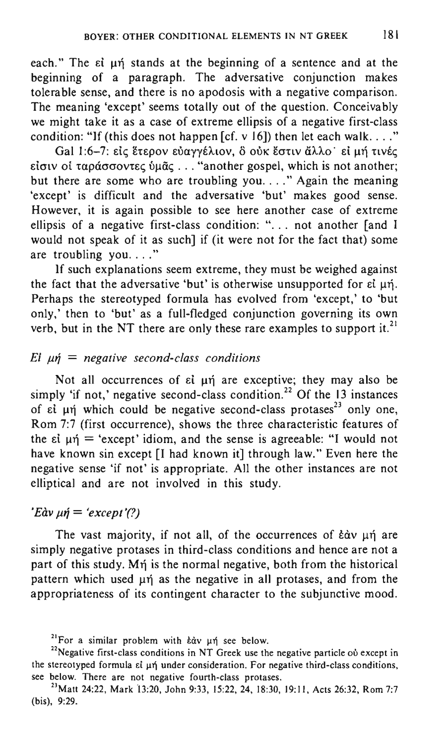each." The εἰ μή stands at the beginning of a sentence and at the beginning of a paragraph. The adversative conjunction makes tolerable sense, and there is no apodosis with a negative comparison. The meaning 'except' seems totally out of the question. Conceivably we might take it as a case of extreme ellipsis of a negative first-class condition: "If (this does not happen [cf. v 16]) then let each walk. . . ."

Gal 1:6–7: εἰς ἕτερον εὐαγγέλιον, ὃ οὐκ ἔστιν ἄλλο· εἰ μή τινές εἰσιν οἱ ταράσσοντες ὑμᾶς . . . "another gospel, which is not another; but there are some who are troubling you. . . ." Again the meaning 'except' is difficult and the adversative 'but' makes good sense. However, it is again possible to see here another case of extreme ellipsis of a negative first-class condition: ". . . not another [and I would not speak of it as such] if (it were not for the fact that) some are troubling you. . . ."

If such explanations seem extreme, they must be weighed against the fact that the adversative 'but' is otherwise unsupported for εἰ μή. Perhaps the stereotyped formula has evolved from 'except,' to 'but only,' then to 'but' as a full-fledged conjunction governing its own verb, but in the NT there are only these rare examples to support it.[21]

### *Εἰ μή = negative second-class conditions*

Not all occurrences of εἰ μή are exceptive; they may also be simply 'if not,' negative second-class condition.[22] Of the 13 instances of εἰ μή which could be negative second-class protases[23] only one, Rom 7:7 (first occurrence), shows the three characteristic features of the εἰ μή = 'except' idiom, and the sense is agreeable: "I would not have known sin except [I had known it] through law." Even here the negative sense 'if not' is appropriate. All the other instances are not elliptical and are not involved in this study.

### *'Ἐὰν μή = 'except'(?)*

The vast majority, if not all, of the occurrences of ἐὰν μή are simply negative protases in third-class conditions and hence are not a part of this study. Μή is the normal negative, both from the historical pattern which used μή as the negative in all protases, and from the appropriateness of its contingent character to the subjunctive mood.

---

[21]For a similar problem with ἐὰν μή see below.

[22]Negative first-class conditions in NT Greek use the negative particle οὐ except in the stereotyped formula εἰ μή under consideration. For negative third-class conditions, see below. There are not negative fourth-class protases.

[23]Matt 24:22, Mark 13:20, John 9:33, 15:22, 24, 18:30, 19:11, Acts 26:32, Rom 7:7 (bis), 9:29.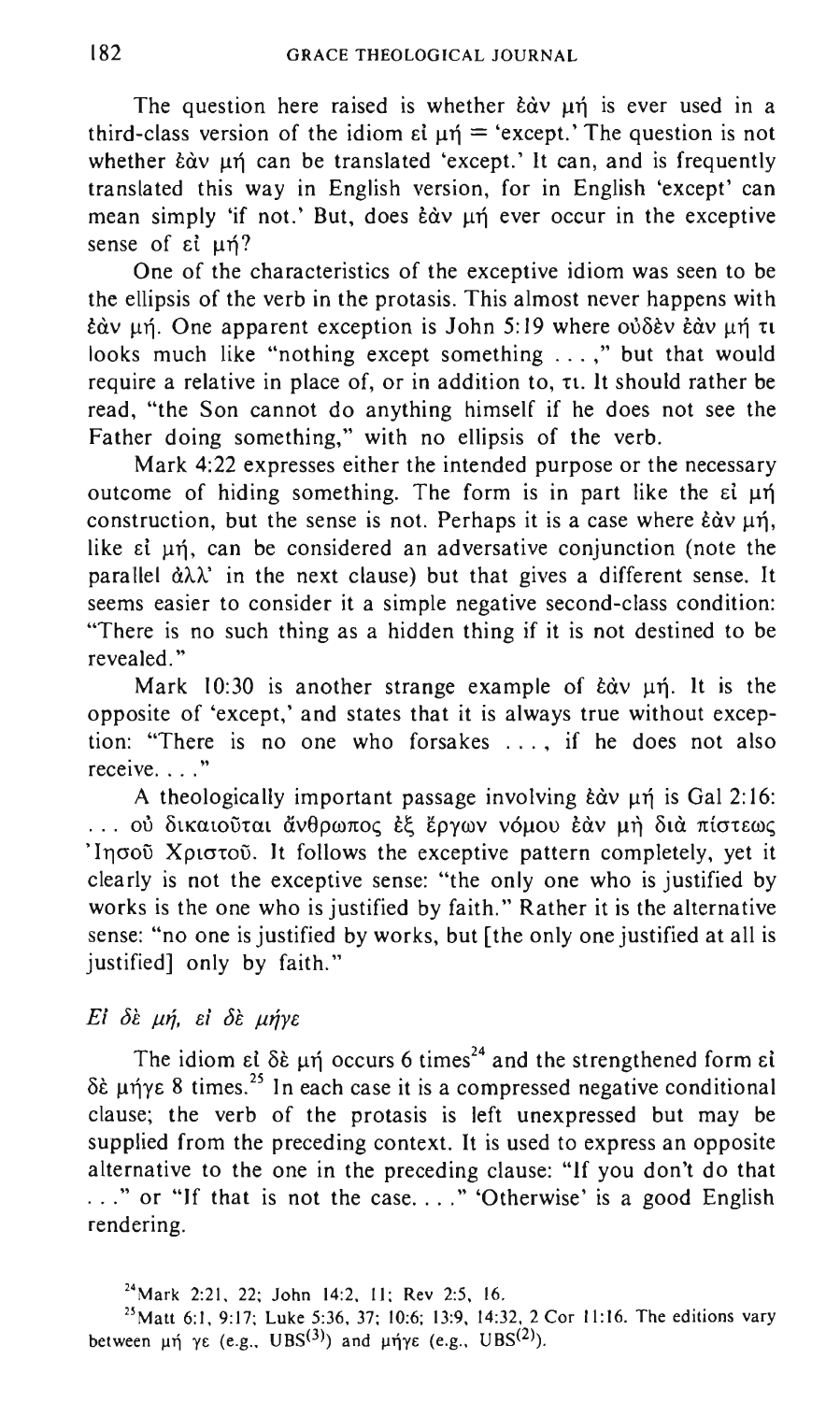The question here raised is whether ἐὰν μή is ever used in a third-class version of the idiom εἰ μή = 'except.' The question is not whether ἐὰν μή can be translated 'except.' It can, and is frequently translated this way in English version, for in English 'except' can mean simply 'if not.' But, does ἐὰν μή ever occur in the exceptive sense of εἰ μή?

One of the characteristics of the exceptive idiom was seen to be the ellipsis of the verb in the protasis. This almost never happens with ἐὰν μή. One apparent exception is John 5:19 where οὐδὲν ἐὰν μή τι looks much like "nothing except something . . . ," but that would require a relative in place of, or in addition to, τι. It should rather be read, "the Son cannot do anything himself if he does not see the Father doing something," with no ellipsis of the verb.

Mark 4:22 expresses either the intended purpose or the necessary outcome of hiding something. The form is in part like the εἰ μή construction, but the sense is not. Perhaps it is a case where ἐὰν μή, like εἰ μή, can be considered an adversative conjunction (note the parallel ἀλλ' in the next clause) but that gives a different sense. It seems easier to consider it a simple negative second-class condition: "There is no such thing as a hidden thing if it is not destined to be revealed."

Mark 10:30 is another strange example of ἐὰν μή. It is the opposite of 'except,' and states that it is always true without exception: "There is no one who forsakes . . . , if he does not also receive. . . ."

A theologically important passage involving ἐὰν μή is Gal 2:16: . . . οὐ δικαιοῦται ἄνθρωπος ἐξ ἔργων νόμου ἐὰν μὴ διὰ πίστεως Ἰησοῦ Χριστοῦ. It follows the exceptive pattern completely, yet it clearly is not the exceptive sense: "the only one who is justified by works is the one who is justified by faith." Rather it is the alternative sense: "no one is justified by works, but [the only one justified at all is justified] only by faith."

### *Εἰ δὲ μή, εἰ δὲ μήγε*

The idiom εἰ δὲ μή occurs 6 times[24] and the strengthened form εἰ δὲ μήγε 8 times.[25] In each case it is a compressed negative conditional clause; the verb of the protasis is left unexpressed but may be supplied from the preceding context. It is used to express an opposite alternative to the one in the preceding clause: "If you don't do that . . ." or "If that is not the case. . . ." 'Otherwise' is a good English rendering.

---

[24] Mark 2:21, 22; John 14:2, 11; Rev 2:5, 16.

[25] Matt 6:1, 9:17; Luke 5:36, 37; 10:6; 13:9, 14:32, 2 Cor 11:16. The editions vary between μή γε (e.g., UBS$^{(3)}$) and μήγε (e.g., UBS$^{(2)}$).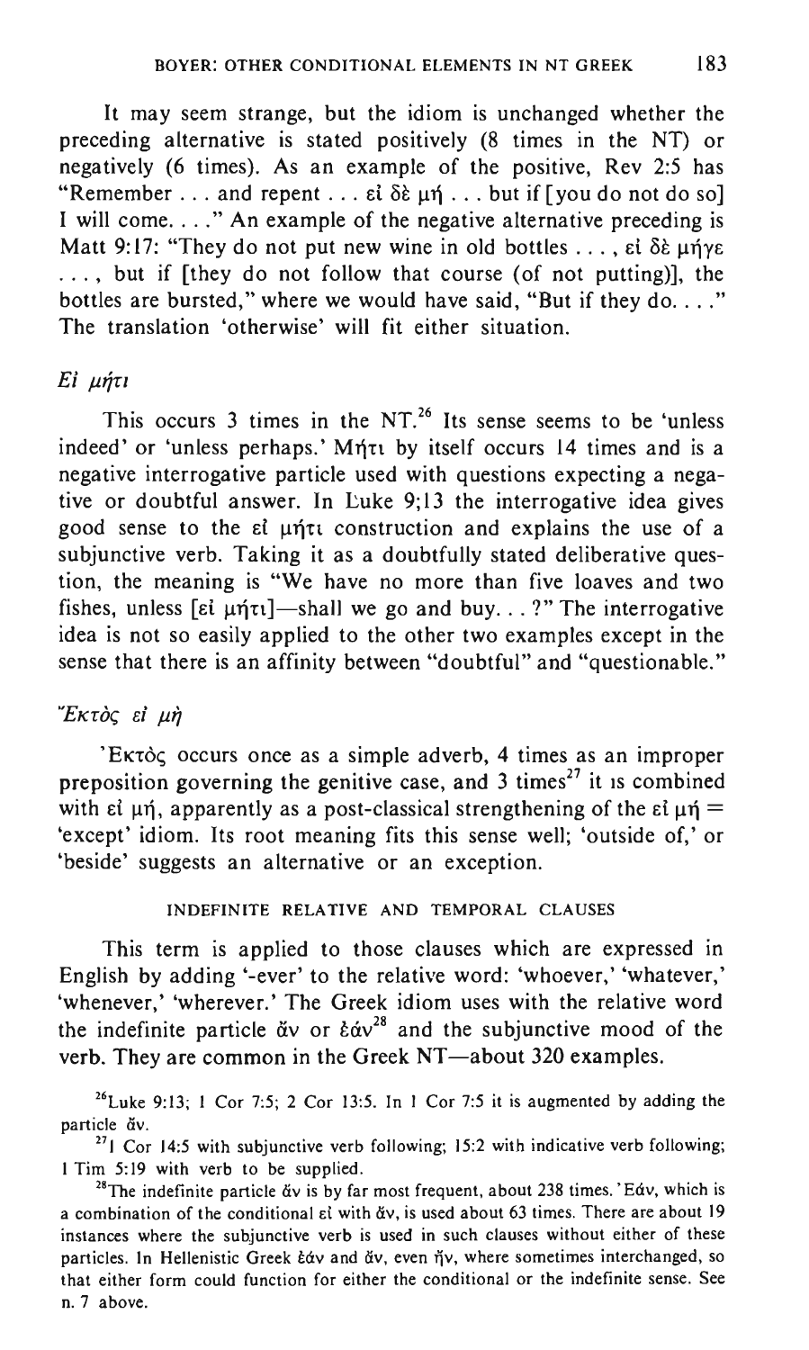It may seem strange, but the idiom is unchanged whether the preceding alternative is stated positively (8 times in the NT) or negatively (6 times). As an example of the positive, Rev 2:5 has "Remember . . . and repent . . . εἰ δὲ μή . . . but if [you do not do so] I will come. . . ." An example of the negative alternative preceding is Matt 9:17: "They do not put new wine in old bottles . . . , εἰ δὲ μήγε . . . , but if [they do not follow that course (of not putting)], the bottles are bursted," where we would have said, "But if they do. . . ." The translation 'otherwise' will fit either situation.

### *Εἰ μήτι*

This occurs 3 times in the NT.[26] Its sense seems to be 'unless indeed' or 'unless perhaps.' Μήτι by itself occurs 14 times and is a negative interrogative particle used with questions expecting a negative or doubtful answer. In Luke 9;13 the interrogative idea gives good sense to the εἰ μήτι construction and explains the use of a subjunctive verb. Taking it as a doubtfully stated deliberative question, the meaning is "We have no more than five loaves and two fishes, unless [εἰ μήτι]—shall we go and buy. . . ?" The interrogative idea is not so easily applied to the other two examples except in the sense that there is an affinity between "doubtful" and "questionable."

### *Ἐκτὸς εἰ μὴ*

Ἐκτὸς occurs once as a simple adverb, 4 times as an improper preposition governing the genitive case, and 3 times[27] it is combined with εἰ μή, apparently as a post-classical strengthening of the εἰ μή = 'except' idiom. Its root meaning fits this sense well; 'outside of,' or 'beside' suggests an alternative or an exception.

## INDEFINITE RELATIVE AND TEMPORAL CLAUSES

This term is applied to those clauses which are expressed in English by adding '-ever' to the relative word: 'whoever,' 'whatever,' 'whenever,' 'wherever.' The Greek idiom uses with the relative word the indefinite particle ἄν or ἐάν[28] and the subjunctive mood of the verb. They are common in the Greek NT—about 320 examples.

---

[26] Luke 9:13; 1 Cor 7:5; 2 Cor 13:5. In 1 Cor 7:5 it is augmented by adding the particle ἄν.

[27] 1 Cor 14:5 with subjunctive verb following; 15:2 with indicative verb following; 1 Tim 5:19 with verb to be supplied.

[28] The indefinite particle ἄν is by far most frequent, about 238 times. Ἐάν, which is a combination of the conditional εἰ with ἄν, is used about 63 times. There are about 19 instances where the subjunctive verb is used in such clauses without either of these particles. In Hellenistic Greek ἐάν and ἄν, even ἤν, where sometimes interchanged, so that either form could function for either the conditional or the indefinite sense. See n. 7 above.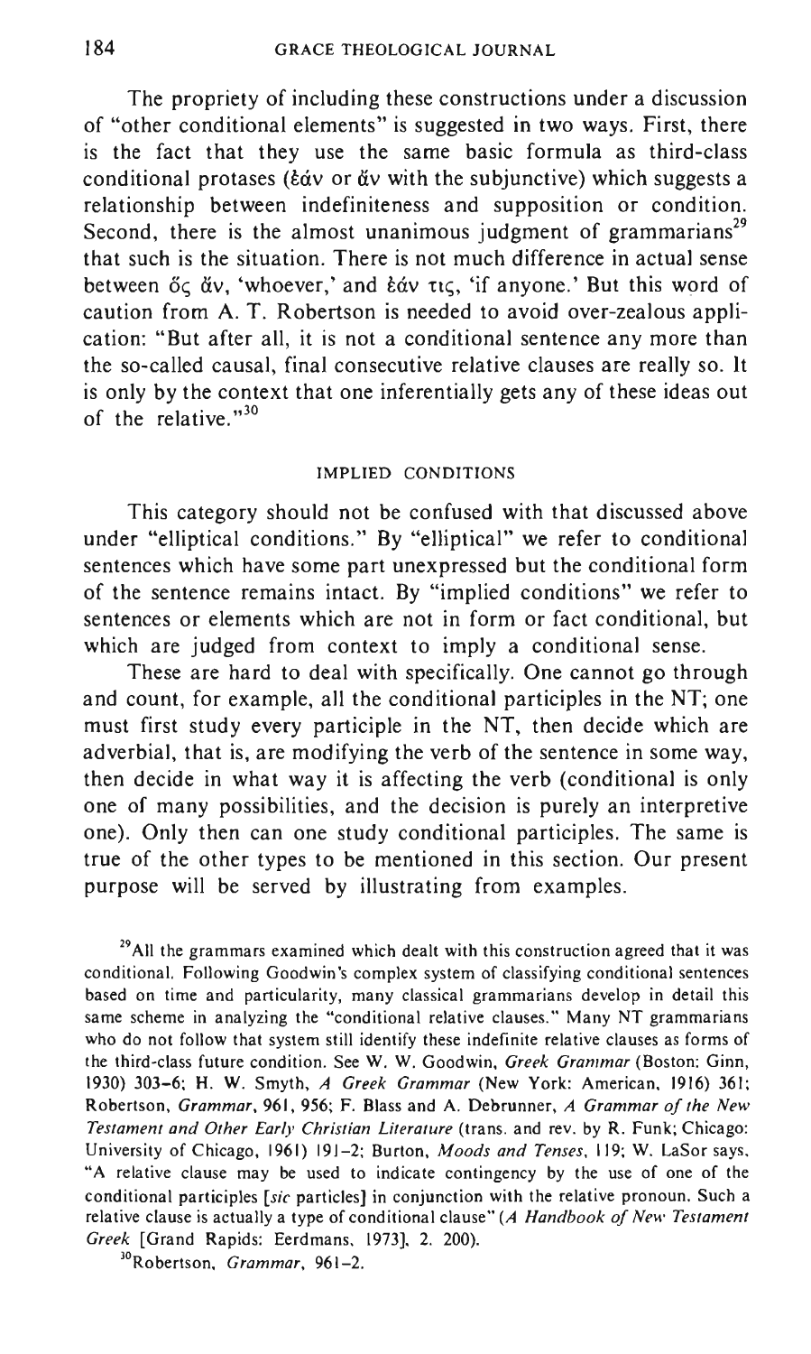The propriety of including these constructions under a discussion of "other conditional elements" is suggested in two ways. First, there is the fact that they use the same basic formula as third-class conditional protases (ἐάν or ἄν with the subjunctive) which suggests a relationship between indefiniteness and supposition or condition. Second, there is the almost unanimous judgment of grammarians[29] that such is the situation. There is not much difference in actual sense between ὅς ἄν, 'whoever,' and ἐάν τις, 'if anyone.' But this word of caution from A. T. Robertson is needed to avoid over-zealous application: "But after all, it is not a conditional sentence any more than the so-called causal, final consecutive relative clauses are really so. It is only by the context that one inferentially gets any of these ideas out of the relative."[30]

## IMPLIED CONDITIONS

This category should not be confused with that discussed above under "elliptical conditions." By "elliptical" we refer to conditional sentences which have some part unexpressed but the conditional form of the sentence remains intact. By "implied conditions" we refer to sentences or elements which are not in form or fact conditional, but which are judged from context to imply a conditional sense.

These are hard to deal with specifically. One cannot go through and count, for example, all the conditional participles in the NT; one must first study every participle in the NT, then decide which are adverbial, that is, are modifying the verb of the sentence in some way, then decide in what way it is affecting the verb (conditional is only one of many possibilities, and the decision is purely an interpretive one). Only then can one study conditional participles. The same is true of the other types to be mentioned in this section. Our present purpose will be served by illustrating from examples.

[29] All the grammars examined which dealt with this construction agreed that it was conditional. Following Goodwin's complex system of classifying conditional sentences based on time and particularity, many classical grammarians develop in detail this same scheme in analyzing the "conditional relative clauses." Many NT grammarians who do not follow that system still identify these indefinite relative clauses as forms of the third-class future condition. See W. W. Goodwin, *Greek Grammar* (Boston: Ginn, 1930) 303–6; H. W. Smyth, *A Greek Grammar* (New York: American, 1916) 361; Robertson, *Grammar*, 961, 956; F. Blass and A. Debrunner, *A Grammar of the New Testament and Other Early Christian Literature* (trans. and rev. by R. Funk; Chicago: University of Chicago, 1961) 191–2; Burton, *Moods and Tenses*, 119; W. LaSor says, "A relative clause may be used to indicate contingency by the use of one of the conditional participles [*sic* particles] in conjunction with the relative pronoun. Such a relative clause is actually a type of conditional clause" (*A Handbook of New Testament Greek* [Grand Rapids: Eerdmans, 1973], 2. 200).

[30] Robertson, *Grammar*, 961–2.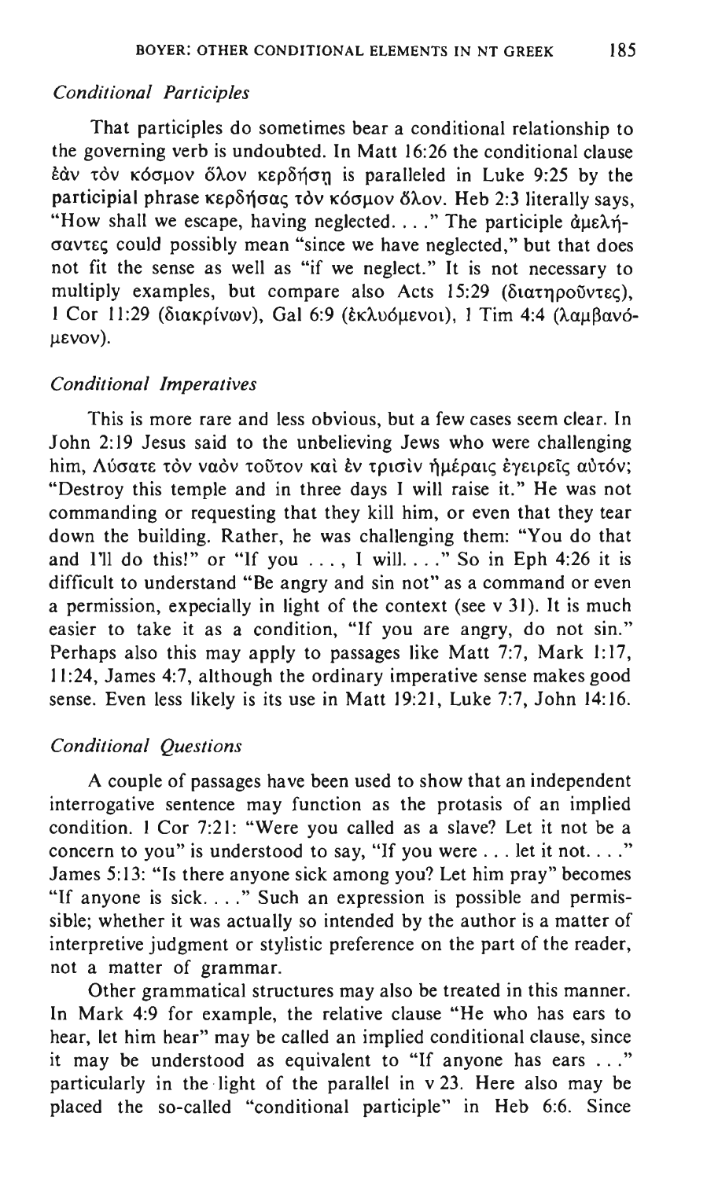### *Conditional Participles*

That participles do sometimes bear a conditional relationship to the governing verb is undoubted. In Matt 16:26 the conditional clause ἐὰν τὸν κόσμον ὅλον κερδήσῃ is paralleled in Luke 9:25 by the participial phrase κερδήσας τὸν κόσμον ὅλον. Heb 2:3 literally says, "How shall we escape, having neglected. . . ." The participle ἀμελήσαντες could possibly mean "since we have neglected," but that does not fit the sense as well as "if we neglect." It is not necessary to multiply examples, but compare also Acts 15:29 (διατηροῦντες), 1 Cor 11:29 (διακρίνων), Gal 6:9 (ἐκλυόμενοι), 1 Tim 4:4 (λαμβανόμενον).

### *Conditional Imperatives*

This is more rare and less obvious, but a few cases seem clear. In John 2:19 Jesus said to the unbelieving Jews who were challenging him, Λύσατε τὸν ναὸν τοῦτον καὶ ἐν τρισὶν ἡμέραις ἐγειρεῖς αὐτόν; "Destroy this temple and in three days I will raise it." He was not commanding or requesting that they kill him, or even that they tear down the building. Rather, he was challenging them: "You do that and I'll do this!" or "If you . . . , I will. . . ." So in Eph 4:26 it is difficult to understand "Be angry and sin not" as a command or even a permission, expecially in light of the context (see v 31). It is much easier to take it as a condition, "If you are angry, do not sin." Perhaps also this may apply to passages like Matt 7:7, Mark 1:17, 11:24, James 4:7, although the ordinary imperative sense makes good sense. Even less likely is its use in Matt 19:21, Luke 7:7, John 14:16.

### *Conditional Questions*

A couple of passages have been used to show that an independent interrogative sentence may function as the protasis of an implied condition. 1 Cor 7:21: "Were you called as a slave? Let it not be a concern to you" is understood to say, "If you were . . . let it not. . . ." James 5:13: "Is there anyone sick among you? Let him pray" becomes "If anyone is sick. . . ." Such an expression is possible and permissible; whether it was actually so intended by the author is a matter of interpretive judgment or stylistic preference on the part of the reader, not a matter of grammar.

Other grammatical structures may also be treated in this manner. In Mark 4:9 for example, the relative clause "He who has ears to hear, let him hear" may be called an implied conditional clause, since it may be understood as equivalent to "If anyone has ears . . ." particularly in the light of the parallel in v 23. Here also may be placed the so-called "conditional participle" in Heb 6:6. Since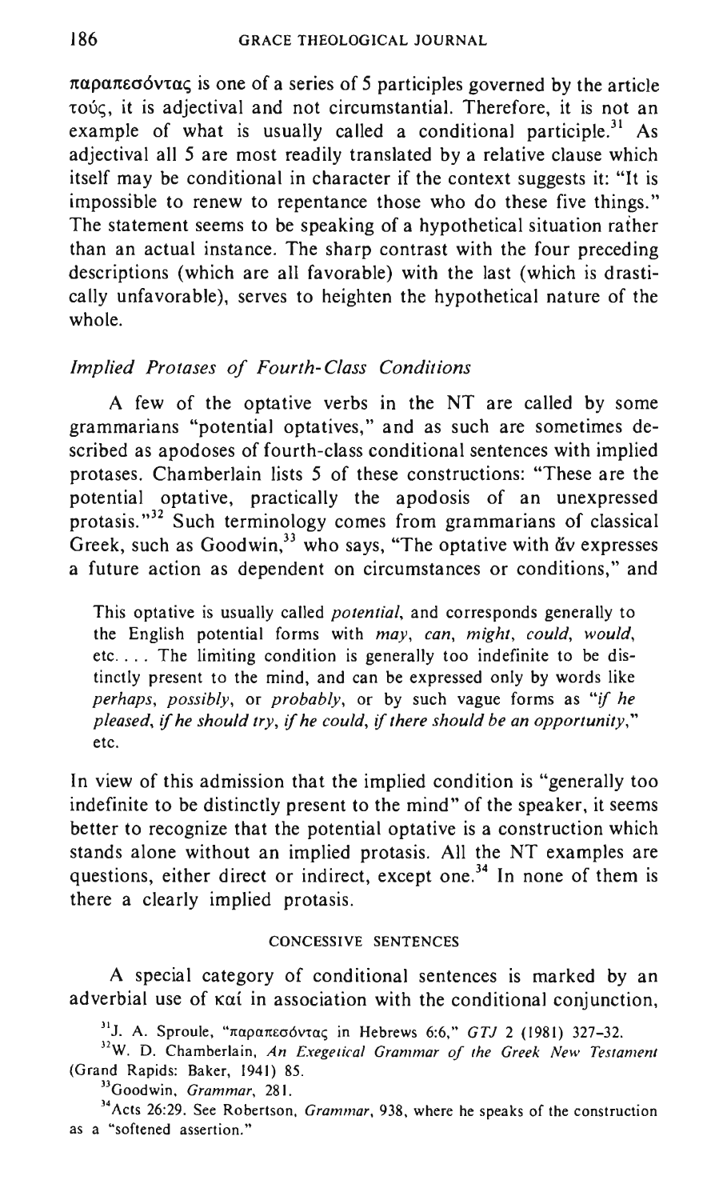παραπεσόντας is one of a series of 5 participles governed by the article τούς, it is adjectival and not circumstantial. Therefore, it is not an example of what is usually called a conditional participle.[31] As adjectival all 5 are most readily translated by a relative clause which itself may be conditional in character if the context suggests it: "It is impossible to renew to repentance those who do these five things." The statement seems to be speaking of a hypothetical situation rather than an actual instance. The sharp contrast with the four preceding descriptions (which are all favorable) with the last (which is drastically unfavorable), serves to heighten the hypothetical nature of the whole.

### *Implied Protases of Fourth-Class Conditions*

A few of the optative verbs in the NT are called by some grammarians "potential optatives," and as such are sometimes described as apodoses of fourth-class conditional sentences with implied protases. Chamberlain lists 5 of these constructions: "These are the potential optative, practically the apodosis of an unexpressed protasis."[32] Such terminology comes from grammarians of classical Greek, such as Goodwin,[33] who says, "The optative with ἄν expresses a future action as dependent on circumstances or conditions," and

> This optative is usually called *potential*, and corresponds generally to the English potential forms with *may*, *can*, *might*, *could*, *would*, etc. ... The limiting condition is generally too indefinite to be distinctly present to the mind, and can be expressed only by words like *perhaps*, *possibly*, or *probably*, or by such vague forms as "*if he pleased*, *if he should try*, *if he could*, *if there should be an opportunity*," etc.

In view of this admission that the implied condition is "generally too indefinite to be distinctly present to the mind" of the speaker, it seems better to recognize that the potential optative is a construction which stands alone without an implied protasis. All the NT examples are questions, either direct or indirect, except one.[34] In none of them is there a clearly implied protasis.

## CONCESSIVE SENTENCES

A special category of conditional sentences is marked by an adverbial use of καί in association with the conditional conjunction,

---

[31] J. A. Sproule, "παραπεσόντας in Hebrews 6:6," *GTJ* 2 (1981) 327–32.

[32] W. D. Chamberlain, *An Exegetical Grammar of the Greek New Testament* (Grand Rapids: Baker, 1941) 85.

[33] Goodwin, *Grammar*, 281.

[34] Acts 26:29. See Robertson, *Grammar*, 938, where he speaks of the construction as a "softened assertion."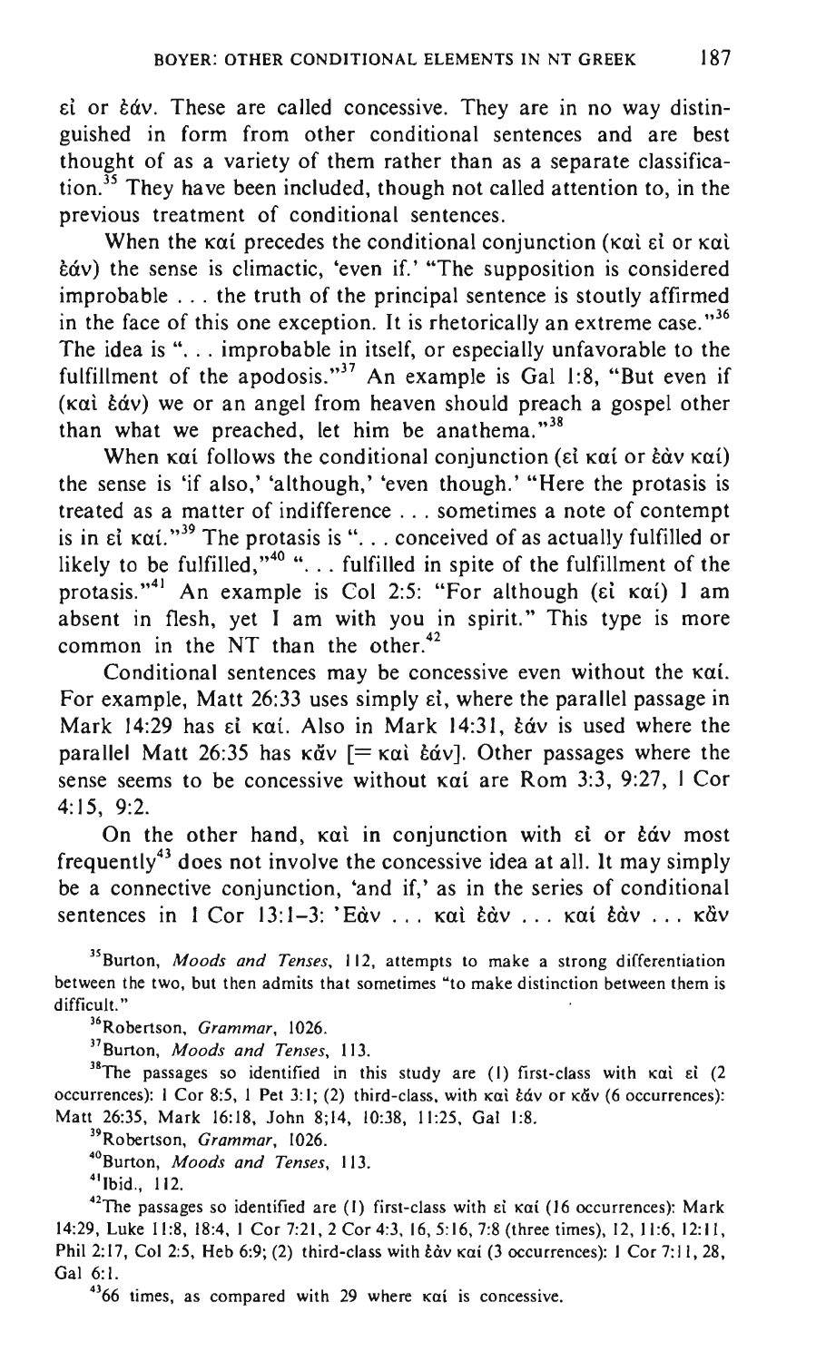εἰ or ἐάν. These are called concessive. They are in no way distinguished in form from other conditional sentences and are best thought of as a variety of them rather than as a separate classification.[35] They have been included, though not called attention to, in the previous treatment of conditional sentences.

When the καί precedes the conditional conjunction (καὶ εἰ or καὶ ἐάν) the sense is climactic, 'even if.' "The supposition is considered improbable . . . the truth of the principal sentence is stoutly affirmed in the face of this one exception. It is rhetorically an extreme case."[36] The idea is ". . . improbable in itself, or especially unfavorable to the fulfillment of the apodosis."[37] An example is Gal 1:8, "But even if (καὶ ἐάν) we or an angel from heaven should preach a gospel other than what we preached, let him be anathema."[38]

When καί follows the conditional conjunction (εἰ καί or ἐὰν καί) the sense is 'if also,' 'although,' 'even though.' "Here the protasis is treated as a matter of indifference . . . sometimes a note of contempt is in εἰ καί."[39] The protasis is ". . . conceived of as actually fulfilled or likely to be fulfilled,"[40] ". . . fulfilled in spite of the fulfillment of the protasis."[41] An example is Col 2:5: "For although (εἰ καί) I am absent in flesh, yet I am with you in spirit." This type is more common in the NT than the other.[42]

Conditional sentences may be concessive even without the καί. For example, Matt 26:33 uses simply εἰ, where the parallel passage in Mark 14:29 has εἰ καί. Also in Mark 14:31, ἐάν is used where the parallel Matt 26:35 has κἄν [= καὶ ἐάν]. Other passages where the sense seems to be concessive without καί are Rom 3:3, 9:27, 1 Cor 4:15, 9:2.

On the other hand, καὶ in conjunction with εἰ or ἐάν most frequently[43] does not involve the concessive idea at all. It may simply be a connective conjunction, 'and if,' as in the series of conditional sentences in 1 Cor 13:1–3: Ἐὰν . . . καὶ ἐὰν . . . καί ἐὰν . . . κἂν

---

[35] Burton, *Moods and Tenses*, 112, attempts to make a strong differentiation between the two, but then admits that sometimes "to make distinction between them is difficult."

[36] Robertson, *Grammar*, 1026.

[37] Burton, *Moods and Tenses*, 113.

[38] The passages so identified in this study are (1) first-class with καὶ εἰ (2 occurrences): 1 Cor 8:5, 1 Pet 3:1; (2) third-class, with καὶ ἐάν or κἄν (6 occurrences): Matt 26:35, Mark 16:18, John 8;14, 10:38, 11:25, Gal 1:8.

[39] Robertson, *Grammar*, 1026.

[40] Burton, *Moods and Tenses*, 113.

[41] Ibid., 112.

[42] The passages so identified are (1) first-class with εἰ καί (16 occurrences): Mark 14:29, Luke 11:8, 18:4, 1 Cor 7:21, 2 Cor 4:3, 16, 5:16, 7:8 (three times), 12, 11:6, 12:11, Phil 2:17, Col 2:5, Heb 6:9; (2) third-class with ἐὰν καί (3 occurrences): 1 Cor 7:11, 28, Gal 6:1.

[43] 66 times, as compared with 29 where καί is concessive.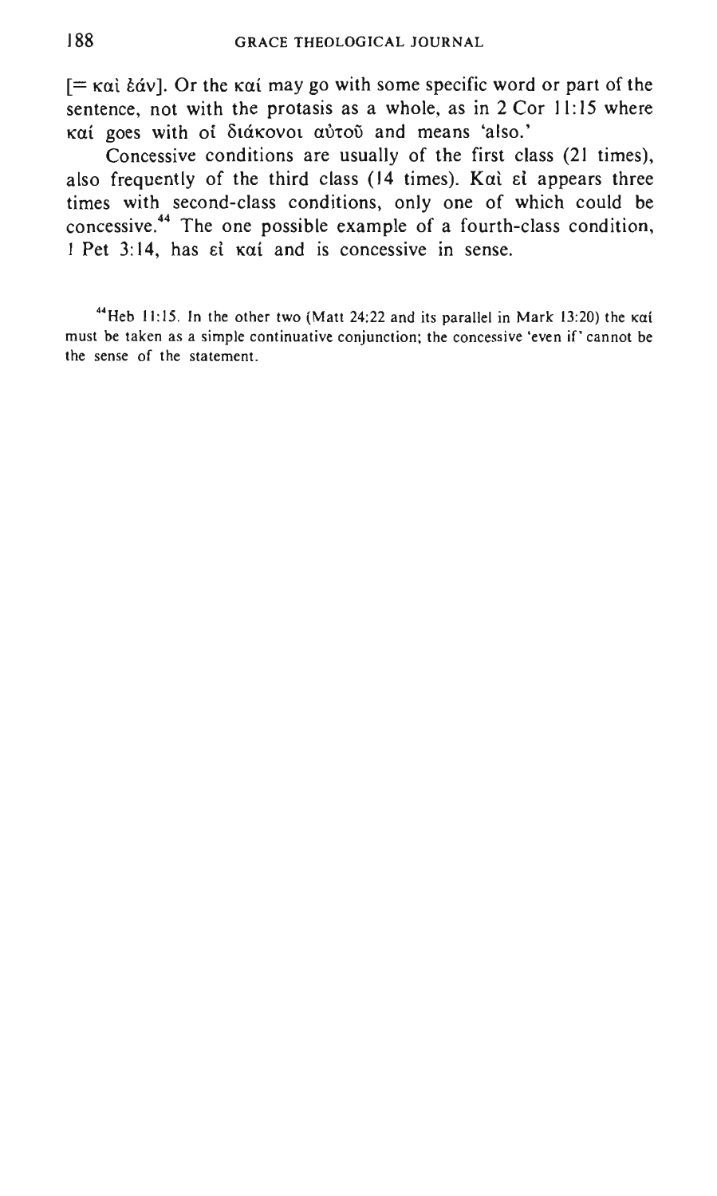[= καὶ ἐάν]. Or the καί may go with some specific word or part of the sentence, not with the protasis as a whole, as in 2 Cor 11:15 where καί goes with οἱ διάκονοι αὐτοῦ and means 'also.'

Concessive conditions are usually of the first class (21 times), also frequently of the third class (14 times). Καὶ εἰ appears three times with second-class conditions, only one of which could be concessive.[44] The one possible example of a fourth-class condition, 1 Pet 3:14, has εἰ καί and is concessive in sense.

[44]Heb 11:15. In the other two (Matt 24:22 and its parallel in Mark 13:20) the καί must be taken as a simple continuative conjunction; the concessive 'even if' cannot be the sense of the statement.